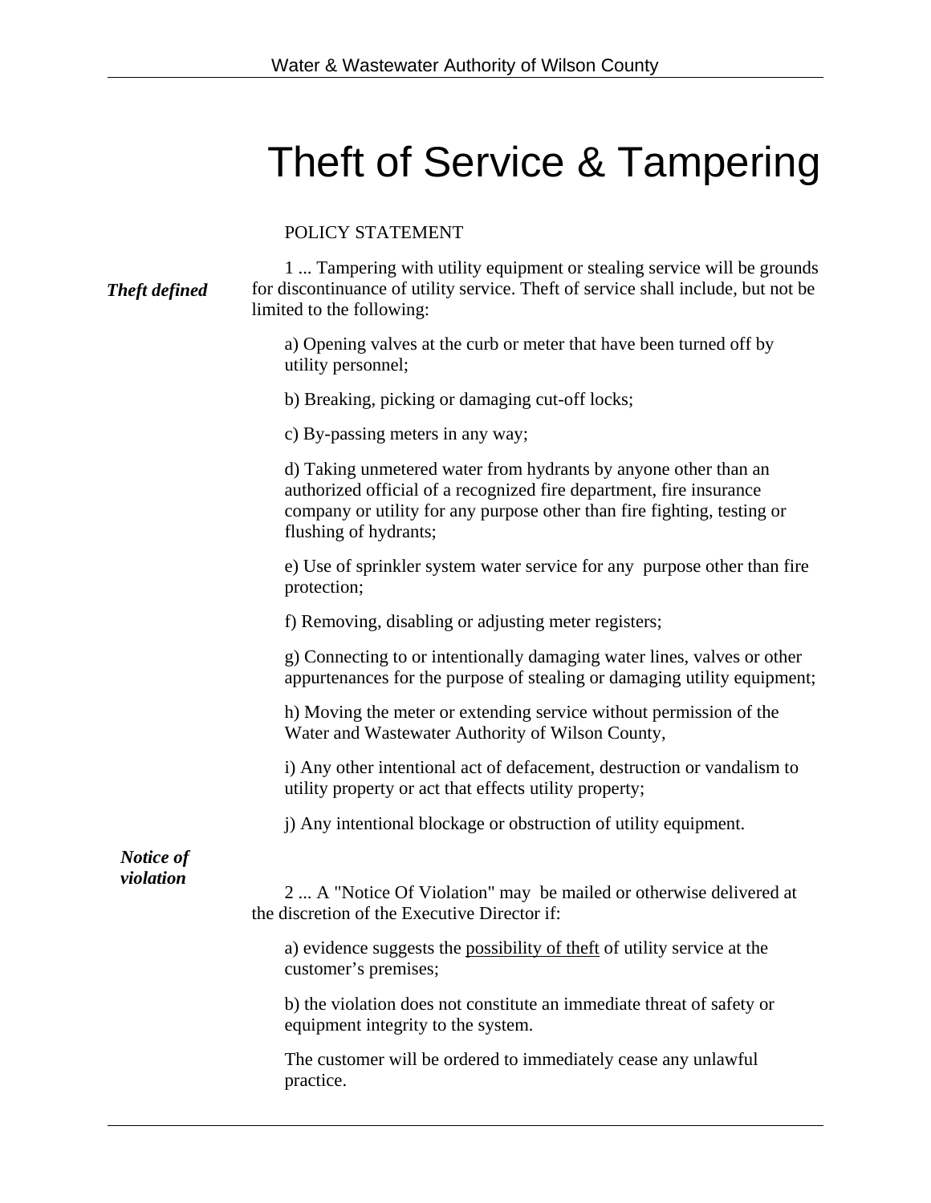# Theft of Service & Tampering

POLICY STATEMENT

***Theft defined***

1 ... Tampering with utility equipment or stealing service will be grounds for discontinuance of utility service. Theft of service shall include, but not be limited to the following:

a) Opening valves at the curb or meter that have been turned off by utility personnel;

b) Breaking, picking or damaging cut-off locks;

c) By-passing meters in any way;

d) Taking unmetered water from hydrants by anyone other than an authorized official of a recognized fire department, fire insurance company or utility for any purpose other than fire fighting, testing or flushing of hydrants;

e) Use of sprinkler system water service for any purpose other than fire protection;

f) Removing, disabling or adjusting meter registers;

g) Connecting to or intentionally damaging water lines, valves or other appurtenances for the purpose of stealing or damaging utility equipment;

h) Moving the meter or extending service without permission of the Water and Wastewater Authority of Wilson County,

i) Any other intentional act of defacement, destruction or vandalism to utility property or act that effects utility property;

j) Any intentional blockage or obstruction of utility equipment.

***Notice of violation***

2 ... A "Notice Of Violation" may be mailed or otherwise delivered at the discretion of the Executive Director if:

a) evidence suggests the <u>possibility of theft</u> of utility service at the customer's premises;

b) the violation does not constitute an immediate threat of safety or equipment integrity to the system.

The customer will be ordered to immediately cease any unlawful practice.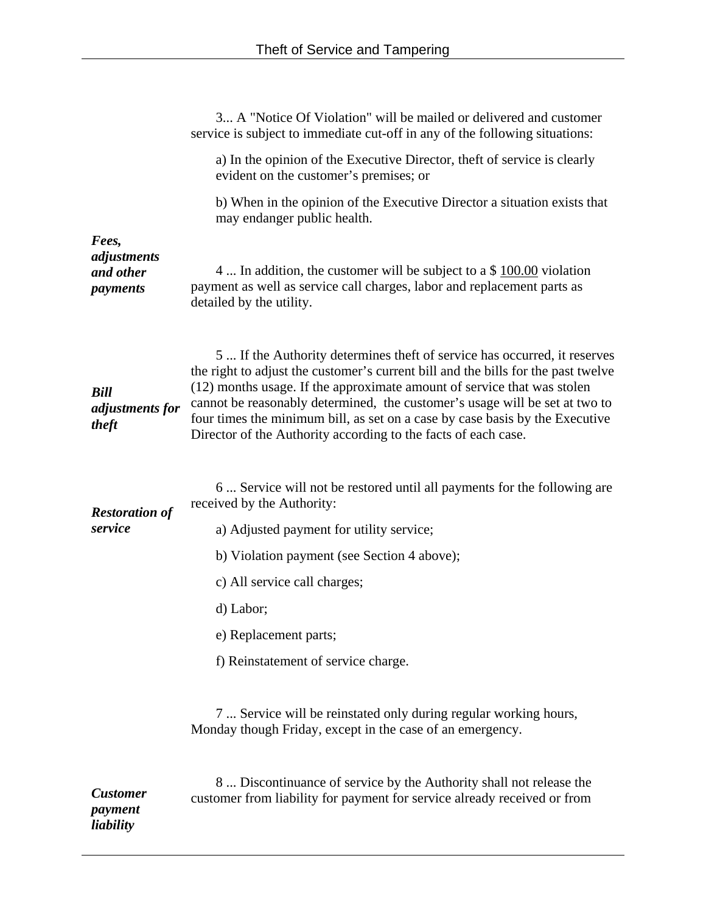3... A "Notice Of Violation" will be mailed or delivered and customer service is subject to immediate cut-off in any of the following situations:

a) In the opinion of the Executive Director, theft of service is clearly evident on the customer's premises; or

b) When in the opinion of the Executive Director a situation exists that may endanger public health.

***Fees, adjustments and other payments***

4 ... In addition, the customer will be subject to a $ 100.00 violation payment as well as service call charges, labor and replacement parts as detailed by the utility.

***Bill adjustments for theft***

5 ... If the Authority determines theft of service has occurred, it reserves the right to adjust the customer's current bill and the bills for the past twelve (12) months usage. If the approximate amount of service that was stolen cannot be reasonably determined, the customer's usage will be set at two to four times the minimum bill, as set on a case by case basis by the Executive Director of the Authority according to the facts of each case.

***Restoration of service***

6 ... Service will not be restored until all payments for the following are received by the Authority:

a) Adjusted payment for utility service;

b) Violation payment (see Section 4 above);

c) All service call charges;

d) Labor;

e) Replacement parts;

f) Reinstatement of service charge.

7 ... Service will be reinstated only during regular working hours, Monday though Friday, except in the case of an emergency.

***Customer payment liability***

8 ... Discontinuance of service by the Authority shall not release the customer from liability for payment for service already received or from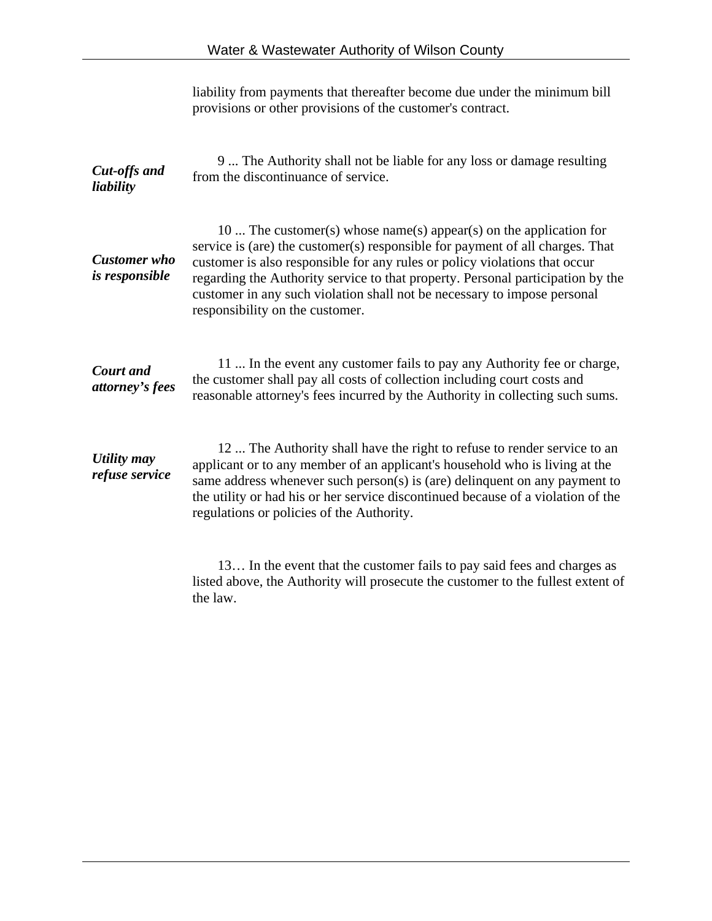liability from payments that thereafter become due under the minimum bill provisions or other provisions of the customer's contract.

***Cut-offs and liability***

9 ... The Authority shall not be liable for any loss or damage resulting from the discontinuance of service.

***Customer who is responsible***

10 ... The customer(s) whose name(s) appear(s) on the application for service is (are) the customer(s) responsible for payment of all charges. That customer is also responsible for any rules or policy violations that occur regarding the Authority service to that property. Personal participation by the customer in any such violation shall not be necessary to impose personal responsibility on the customer.

***Court and attorney's fees***

11 ... In the event any customer fails to pay any Authority fee or charge, the customer shall pay all costs of collection including court costs and reasonable attorney's fees incurred by the Authority in collecting such sums.

***Utility may refuse service***

12 ... The Authority shall have the right to refuse to render service to an applicant or to any member of an applicant's household who is living at the same address whenever such person(s) is (are) delinquent on any payment to the utility or had his or her service discontinued because of a violation of the regulations or policies of the Authority.

13… In the event that the customer fails to pay said fees and charges as listed above, the Authority will prosecute the customer to the fullest extent of the law.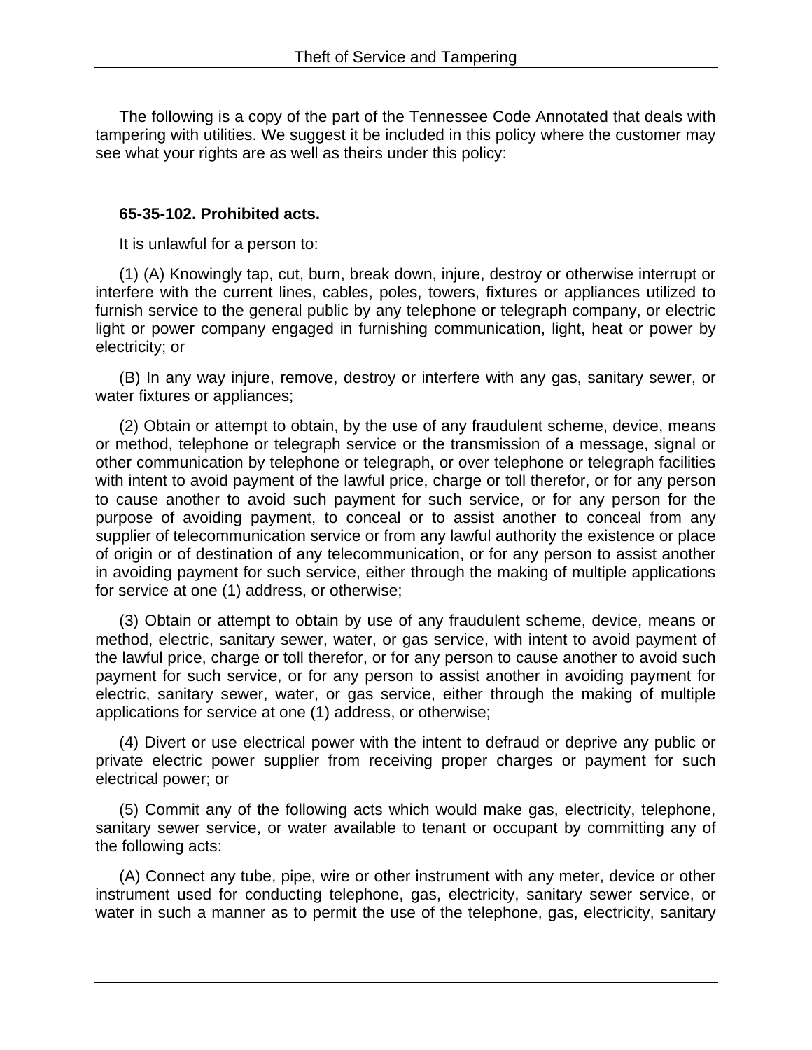The following is a copy of the part of the Tennessee Code Annotated that deals with tampering with utilities. We suggest it be included in this policy where the customer may see what your rights are as well as theirs under this policy:

**65-35-102. Prohibited acts.**

It is unlawful for a person to:

(1) (A) Knowingly tap, cut, burn, break down, injure, destroy or otherwise interrupt or interfere with the current lines, cables, poles, towers, fixtures or appliances utilized to furnish service to the general public by any telephone or telegraph company, or electric light or power company engaged in furnishing communication, light, heat or power by electricity; or

(B) In any way injure, remove, destroy or interfere with any gas, sanitary sewer, or water fixtures or appliances;

(2) Obtain or attempt to obtain, by the use of any fraudulent scheme, device, means or method, telephone or telegraph service or the transmission of a message, signal or other communication by telephone or telegraph, or over telephone or telegraph facilities with intent to avoid payment of the lawful price, charge or toll therefor, or for any person to cause another to avoid such payment for such service, or for any person for the purpose of avoiding payment, to conceal or to assist another to conceal from any supplier of telecommunication service or from any lawful authority the existence or place of origin or of destination of any telecommunication, or for any person to assist another in avoiding payment for such service, either through the making of multiple applications for service at one (1) address, or otherwise;

(3) Obtain or attempt to obtain by use of any fraudulent scheme, device, means or method, electric, sanitary sewer, water, or gas service, with intent to avoid payment of the lawful price, charge or toll therefor, or for any person to cause another to avoid such payment for such service, or for any person to assist another in avoiding payment for electric, sanitary sewer, water, or gas service, either through the making of multiple applications for service at one (1) address, or otherwise;

(4) Divert or use electrical power with the intent to defraud or deprive any public or private electric power supplier from receiving proper charges or payment for such electrical power; or

(5) Commit any of the following acts which would make gas, electricity, telephone, sanitary sewer service, or water available to tenant or occupant by committing any of the following acts:

(A) Connect any tube, pipe, wire or other instrument with any meter, device or other instrument used for conducting telephone, gas, electricity, sanitary sewer service, or water in such a manner as to permit the use of the telephone, gas, electricity, sanitary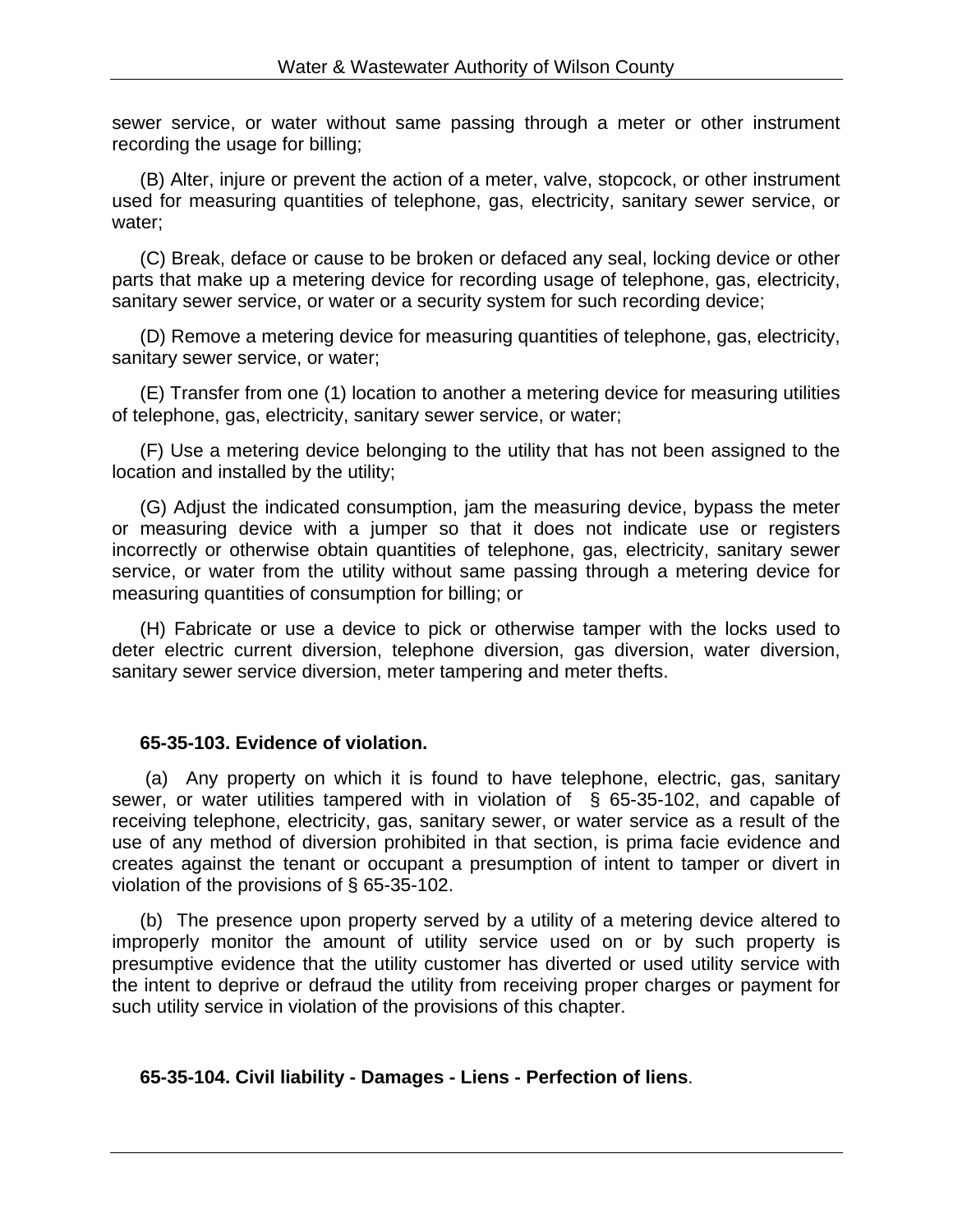sewer service, or water without same passing through a meter or other instrument recording the usage for billing;

(B) Alter, injure or prevent the action of a meter, valve, stopcock, or other instrument used for measuring quantities of telephone, gas, electricity, sanitary sewer service, or water;

(C) Break, deface or cause to be broken or defaced any seal, locking device or other parts that make up a metering device for recording usage of telephone, gas, electricity, sanitary sewer service, or water or a security system for such recording device;

(D) Remove a metering device for measuring quantities of telephone, gas, electricity, sanitary sewer service, or water;

(E) Transfer from one (1) location to another a metering device for measuring utilities of telephone, gas, electricity, sanitary sewer service, or water;

(F) Use a metering device belonging to the utility that has not been assigned to the location and installed by the utility;

(G) Adjust the indicated consumption, jam the measuring device, bypass the meter or measuring device with a jumper so that it does not indicate use or registers incorrectly or otherwise obtain quantities of telephone, gas, electricity, sanitary sewer service, or water from the utility without same passing through a metering device for measuring quantities of consumption for billing; or

(H) Fabricate or use a device to pick or otherwise tamper with the locks used to deter electric current diversion, telephone diversion, gas diversion, water diversion, sanitary sewer service diversion, meter tampering and meter thefts.

**65-35-103. Evidence of violation.**

(a) Any property on which it is found to have telephone, electric, gas, sanitary sewer, or water utilities tampered with in violation of § 65-35-102, and capable of receiving telephone, electricity, gas, sanitary sewer, or water service as a result of the use of any method of diversion prohibited in that section, is prima facie evidence and creates against the tenant or occupant a presumption of intent to tamper or divert in violation of the provisions of § 65-35-102.

(b) The presence upon property served by a utility of a metering device altered to improperly monitor the amount of utility service used on or by such property is presumptive evidence that the utility customer has diverted or used utility service with the intent to deprive or defraud the utility from receiving proper charges or payment for such utility service in violation of the provisions of this chapter.

**65-35-104. Civil liability - Damages - Liens - Perfection of liens**.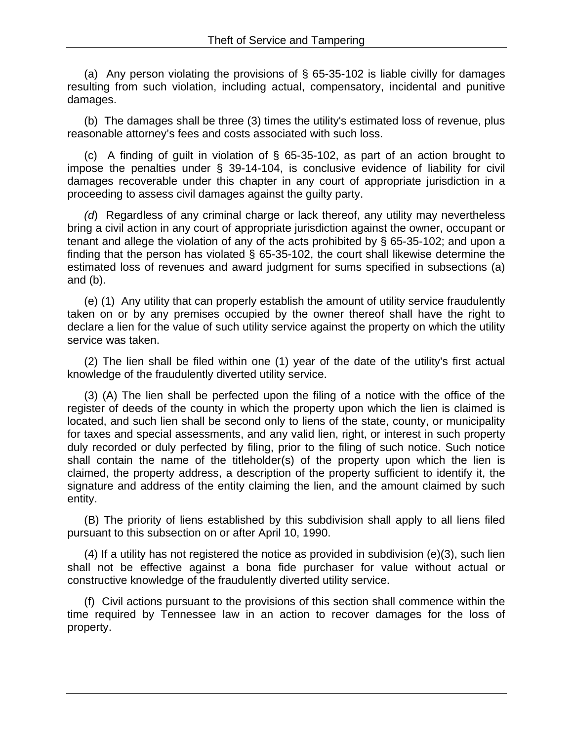(a) Any person violating the provisions of § 65-35-102 is liable civilly for damages resulting from such violation, including actual, compensatory, incidental and punitive damages.

(b) The damages shall be three (3) times the utility's estimated loss of revenue, plus reasonable attorney's fees and costs associated with such loss.

(c) A finding of guilt in violation of § 65-35-102, as part of an action brought to impose the penalties under § 39-14-104, is conclusive evidence of liability for civil damages recoverable under this chapter in any court of appropriate jurisdiction in a proceeding to assess civil damages against the guilty party.

*(d)* Regardless of any criminal charge or lack thereof, any utility may nevertheless bring a civil action in any court of appropriate jurisdiction against the owner, occupant or tenant and allege the violation of any of the acts prohibited by § 65-35-102; and upon a finding that the person has violated § 65-35-102, the court shall likewise determine the estimated loss of revenues and award judgment for sums specified in subsections (a) and (b).

(e) (1) Any utility that can properly establish the amount of utility service fraudulently taken on or by any premises occupied by the owner thereof shall have the right to declare a lien for the value of such utility service against the property on which the utility service was taken.

(2) The lien shall be filed within one (1) year of the date of the utility's first actual knowledge of the fraudulently diverted utility service.

(3) (A) The lien shall be perfected upon the filing of a notice with the office of the register of deeds of the county in which the property upon which the lien is claimed is located, and such lien shall be second only to liens of the state, county, or municipality for taxes and special assessments, and any valid lien, right, or interest in such property duly recorded or duly perfected by filing, prior to the filing of such notice. Such notice shall contain the name of the titleholder(s) of the property upon which the lien is claimed, the property address, a description of the property sufficient to identify it, the signature and address of the entity claiming the lien, and the amount claimed by such entity.

(B) The priority of liens established by this subdivision shall apply to all liens filed pursuant to this subsection on or after April 10, 1990.

(4) If a utility has not registered the notice as provided in subdivision (e)(3), such lien shall not be effective against a bona fide purchaser for value without actual or constructive knowledge of the fraudulently diverted utility service.

(f) Civil actions pursuant to the provisions of this section shall commence within the time required by Tennessee law in an action to recover damages for the loss of property.